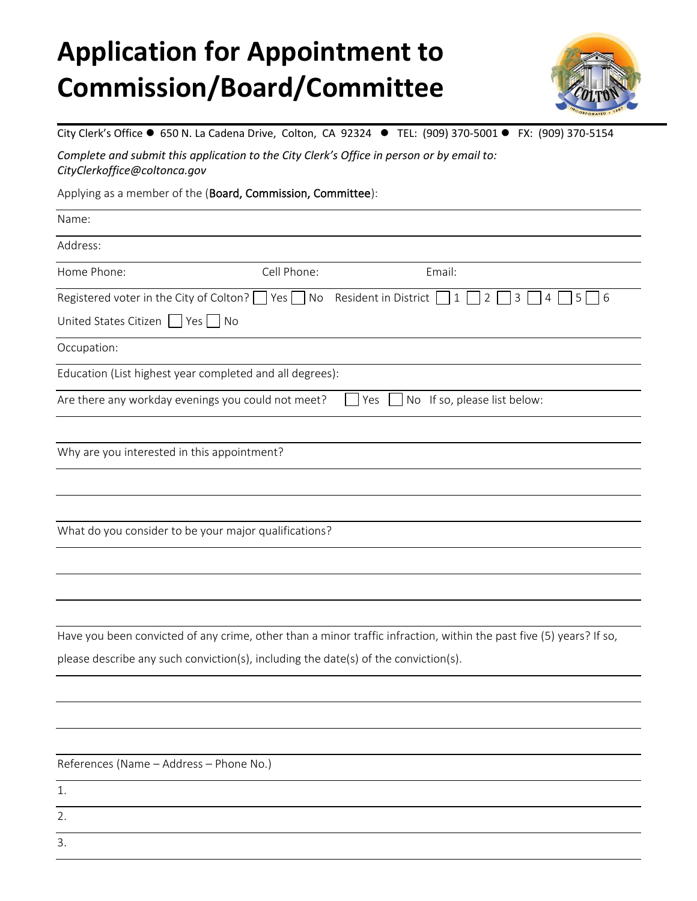# Application for Appointment to Commission/Board/Committee

City Clerk's Office ● 650 N. La Cadena Drive, Colton, CA 92324 ● TEL: (909) 370-5001 ● FX: (909) 370-5154

*Complete and submit this application to the City Clerk's Office in person or by email to: CityClerkoffice@coltonca.gov*

Applying as a member of the (**Board, Commission, Committee**):

Name:

Address:

Home Phone: Cell Phone: Email:

Registered voter in the City of Colton? ☐ Yes ☐ No Resident in District ☐ 1 ☐ 2 ☐ 3 ☐ 4 ☐ 5 ☐ 6

United States Citizen ☐ Yes ☐ No

Occupation:

Education (List highest year completed and all degrees):

Are there any workday evenings you could not meet? ☐ Yes ☐ No If so, please list below:

Why are you interested in this appointment?

What do you consider to be your major qualifications?

Have you been convicted of any crime, other than a minor traffic infraction, within the past five (5) years? If so, please describe any such conviction(s), including the date(s) of the conviction(s).

References (Name – Address – Phone No.)

1.

2.

3.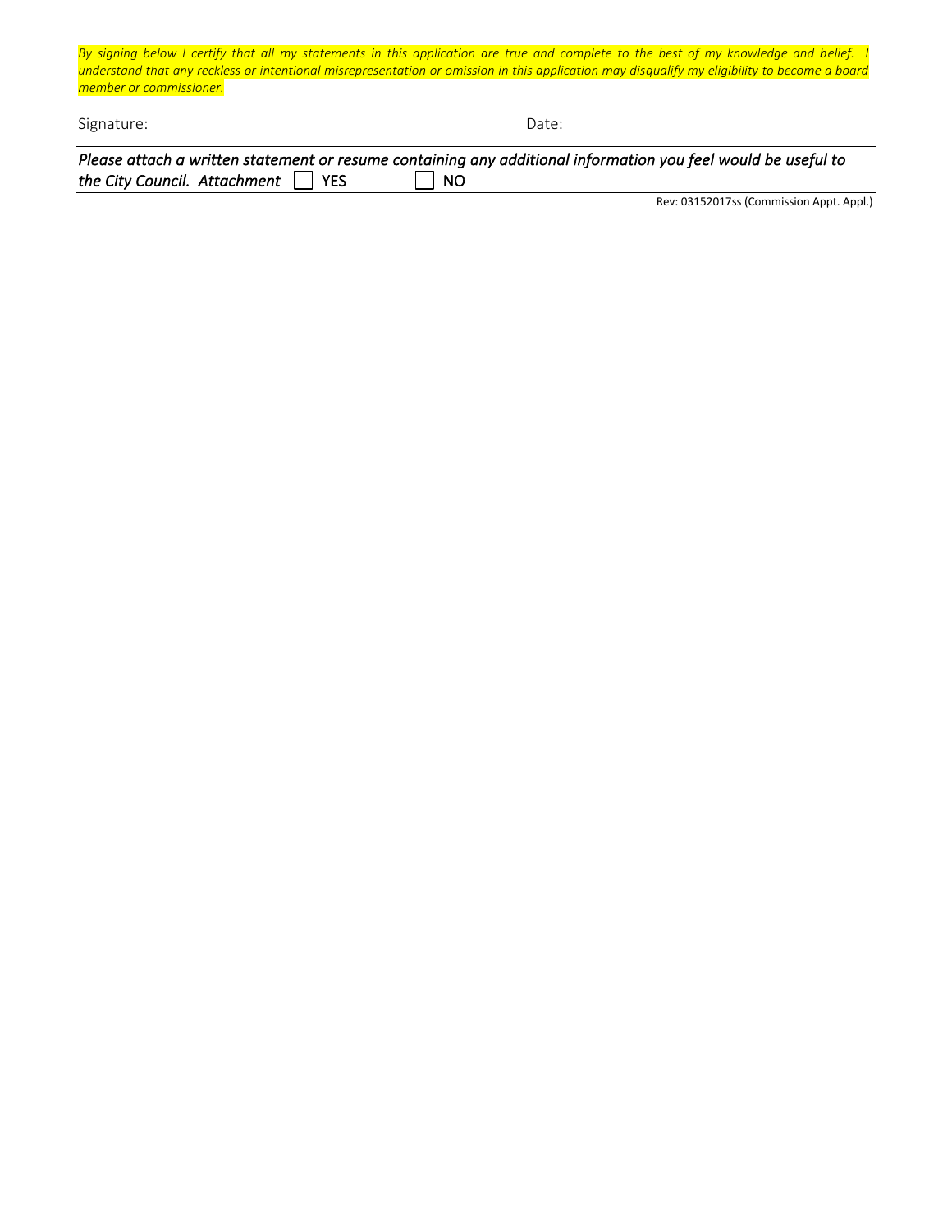*By signing below I certify that all my statements in this application are true and complete to the best of my knowledge and belief. I understand that any reckless or intentional misrepresentation or omission in this application may disqualify my eligibility to become a board member or commissioner.*

Signature: Date:

*Please attach a written statement or resume containing any additional information you feel would be useful to the City Council. Attachment* ☐ YES ☐ NO

Rev: 03152017ss (Commission Appt. Appl.)